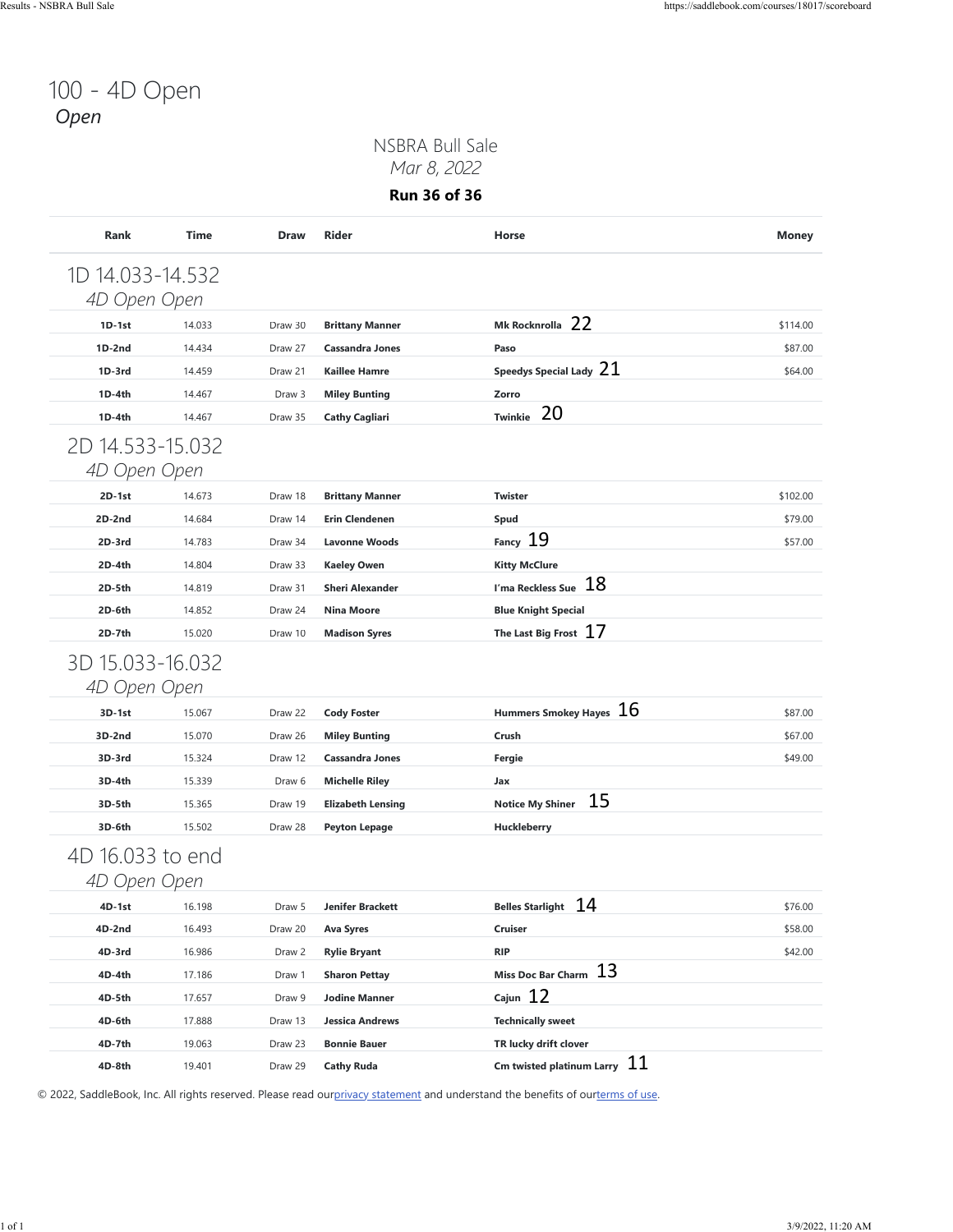# 100 - 4D Open

*Open*

## NSBRA Bull Sale

*Mar 8, 2022*

**Run 36 of 36**

| Rank | Time | Draw | Rider | Horse | Money |
|---|---|---|---|---|---|
| **1D 14.033-14.532** *4D Open Open* | | | | | |
| 1D-1st | 14.033 | Draw 30 | Brittany Manner | Mk Rocknrolla 22 | $114.00 |
| 1D-2nd | 14.434 | Draw 27 | Cassandra Jones | Paso | $87.00 |
| 1D-3rd | 14.459 | Draw 21 | Kaillee Hamre | Speedys Special Lady 21 | $64.00 |
| 1D-4th | 14.467 | Draw 3 | Miley Bunting | Zorro | |
| 1D-4th | 14.467 | Draw 35 | Cathy Cagliari | Twinkie 20 | |
| **2D 14.533-15.032** *4D Open Open* | | | | | |
| 2D-1st | 14.673 | Draw 18 | Brittany Manner | Twister | $102.00 |
| 2D-2nd | 14.684 | Draw 14 | Erin Clendenen | Spud | $79.00 |
| 2D-3rd | 14.783 | Draw 34 | Lavonne Woods | Fancy 19 | $57.00 |
| 2D-4th | 14.804 | Draw 33 | Kaeley Owen | Kitty McClure | |
| 2D-5th | 14.819 | Draw 31 | Sheri Alexander | I'ma Reckless Sue 18 | |
| 2D-6th | 14.852 | Draw 24 | Nina Moore | Blue Knight Special | |
| 2D-7th | 15.020 | Draw 10 | Madison Syres | The Last Big Frost 17 | |
| **3D 15.033-16.032** *4D Open Open* | | | | | |
| 3D-1st | 15.067 | Draw 22 | Cody Foster | Hummers Smokey Hayes 16 | $87.00 |
| 3D-2nd | 15.070 | Draw 26 | Miley Bunting | Crush | $67.00 |
| 3D-3rd | 15.324 | Draw 12 | Cassandra Jones | Fergie | $49.00 |
| 3D-4th | 15.339 | Draw 6 | Michelle Riley | Jax | |
| 3D-5th | 15.365 | Draw 19 | Elizabeth Lensing | Notice My Shiner 15 | |
| 3D-6th | 15.502 | Draw 28 | Peyton Lepage | Huckleberry | |
| **4D 16.033 to end** *4D Open Open* | | | | | |
| 4D-1st | 16.198 | Draw 5 | Jenifer Brackett | Belles Starlight 14 | $76.00 |
| 4D-2nd | 16.493 | Draw 20 | Ava Syres | Cruiser | $58.00 |
| 4D-3rd | 16.986 | Draw 2 | Rylie Bryant | RIP | $42.00 |
| 4D-4th | 17.186 | Draw 1 | Sharon Pettay | Miss Doc Bar Charm 13 | |
| 4D-5th | 17.657 | Draw 9 | Jodine Manner | Cajun 12 | |
| 4D-6th | 17.888 | Draw 13 | Jessica Andrews | Technically sweet | |
| 4D-7th | 19.063 | Draw 23 | Bonnie Bauer | TR lucky drift clover | |
| 4D-8th | 19.401 | Draw 29 | Cathy Ruda | Cm twisted platinum Larry 11 | |

© 2022, SaddleBook, Inc. All rights reserved. Please read our privacy statement and understand the benefits of our terms of use.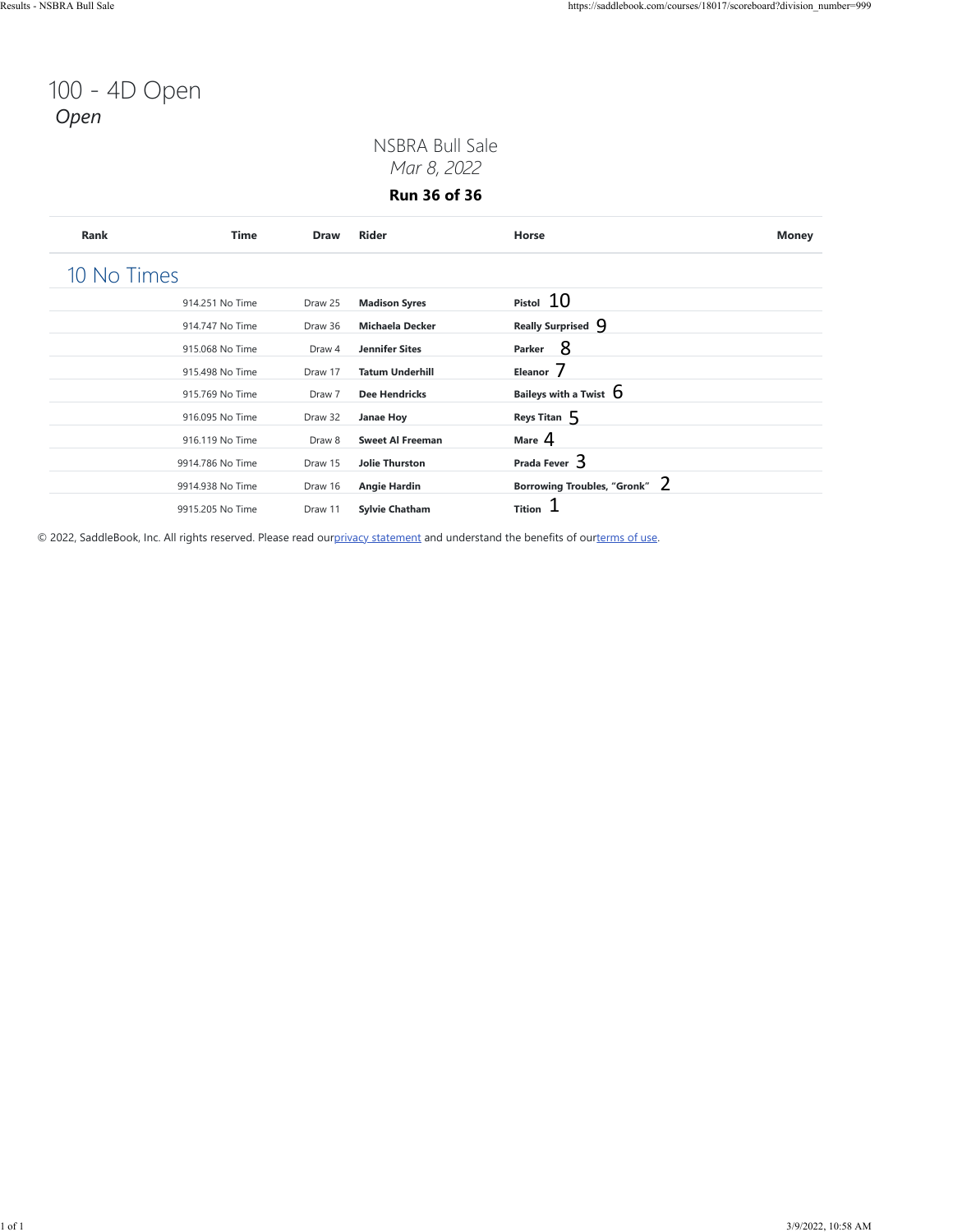# 100 - 4D Open

*Open*

NSBRA Bull Sale

*Mar 8, 2022*

**Run 36 of 36**

| Rank | Time | Draw | Rider | Horse | Money |
|---|---|---|---|---|---|
| **10 No Times** | | | | | |
| | 914.251 No Time | Draw 25 | **Madison Syres** | **Pistol** 10 | |
| | 914.747 No Time | Draw 36 | **Michaela Decker** | **Really Surprised** 9 | |
| | 915.068 No Time | Draw 4 | **Jennifer Sites** | **Parker** 8 | |
| | 915.498 No Time | Draw 17 | **Tatum Underhill** | **Eleanor** 7 | |
| | 915.769 No Time | Draw 7 | **Dee Hendricks** | **Baileys with a Twist** 6 | |
| | 916.095 No Time | Draw 32 | **Janae Hoy** | **Reys Titan** 5 | |
| | 916.119 No Time | Draw 8 | **Sweet Al Freeman** | **Mare** 4 | |
| | 9914.786 No Time | Draw 15 | **Jolie Thurston** | **Prada Fever** 3 | |
| | 9914.938 No Time | Draw 16 | **Angie Hardin** | **Borrowing Troubles, "Gronk"** 2 | |
| | 9915.205 No Time | Draw 11 | **Sylvie Chatham** | **Tition** 1 | |

© 2022, SaddleBook, Inc. All rights reserved. Please read ourprivacy statement and understand the benefits of ourterms of use.